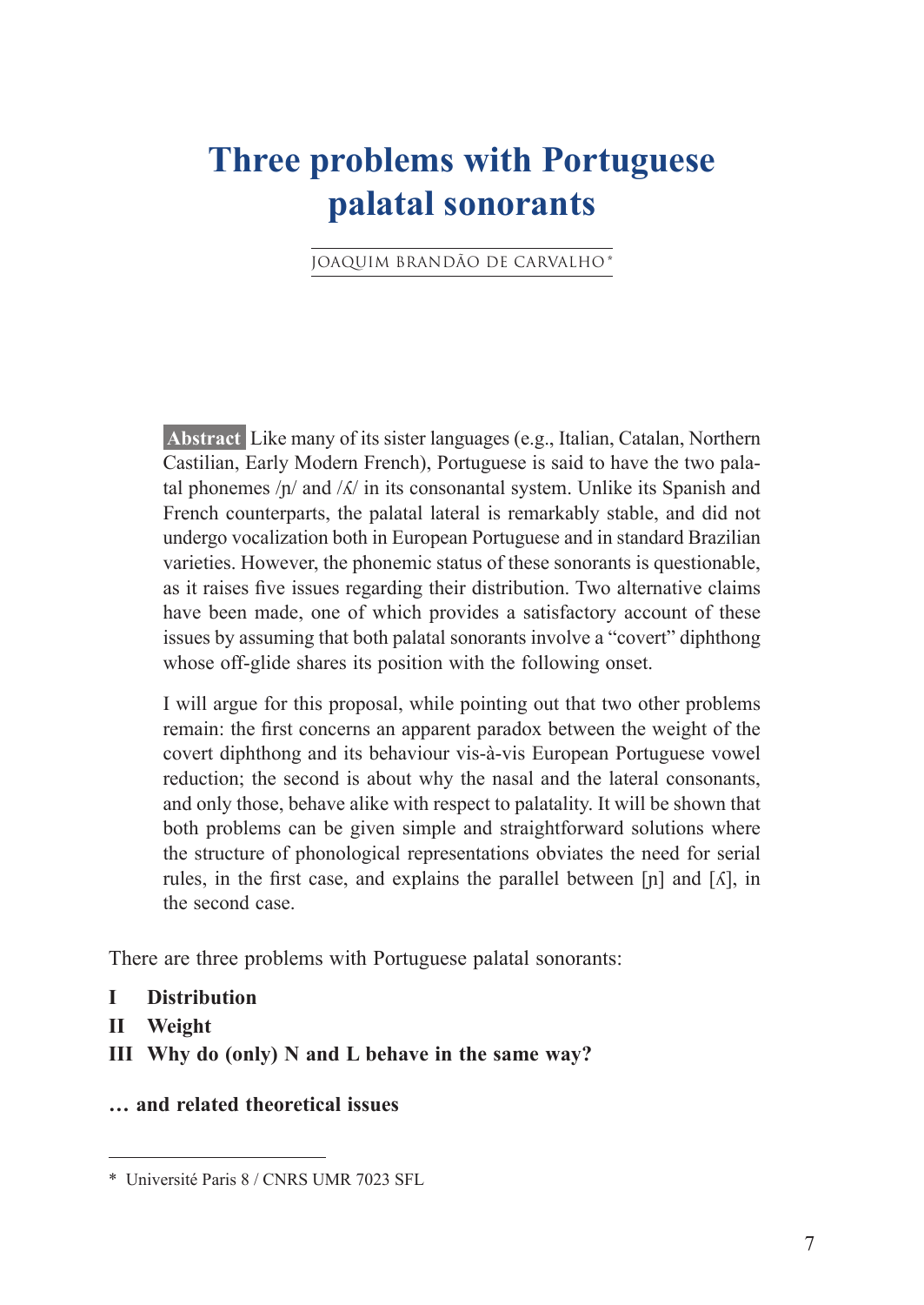# Three problems with Portuguese palatal sonorants

JOAQUIM BRANDÃO DE CARVALHO*

**Abstract** Like many of its sister languages (e.g., Italian, Catalan, Northern Castilian, Early Modern French), Portuguese is said to have the two palatal phonemes /ɲ/ and /ʎ/ in its consonantal system. Unlike its Spanish and French counterparts, the palatal lateral is remarkably stable, and did not undergo vocalization both in European Portuguese and in standard Brazilian varieties. However, the phonemic status of these sonorants is questionable, as it raises five issues regarding their distribution. Two alternative claims have been made, one of which provides a satisfactory account of these issues by assuming that both palatal sonorants involve a "covert" diphthong whose off-glide shares its position with the following onset.

I will argue for this proposal, while pointing out that two other problems remain: the first concerns an apparent paradox between the weight of the covert diphthong and its behaviour vis-à-vis European Portuguese vowel reduction; the second is about why the nasal and the lateral consonants, and only those, behave alike with respect to palatality. It will be shown that both problems can be given simple and straightforward solutions where the structure of phonological representations obviates the need for serial rules, in the first case, and explains the parallel between [ɲ] and [ʎ], in the second case.

There are three problems with Portuguese palatal sonorants:

**I Distribution**

**II Weight**

**III Why do (only) N and L behave in the same way?**

**… and related theoretical issues**

* Université Paris 8 / CNRS UMR 7023 SFL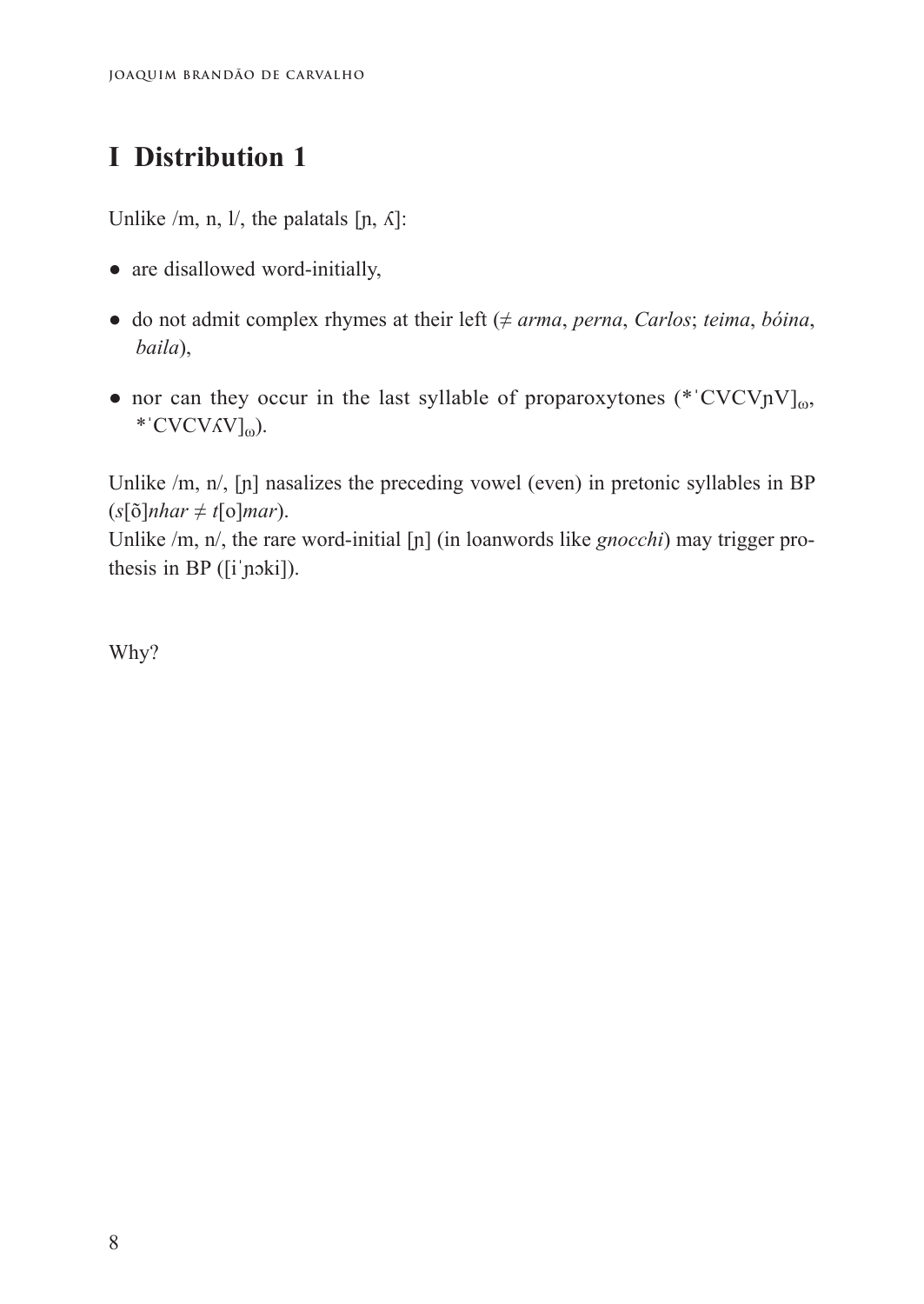# I Distribution 1

Unlike /m, n, l/, the palatals [ɲ, ʎ]:

- are disallowed word-initially,
- do not admit complex rhymes at their left (≠ *arma*, *perna*, *Carlos*; *teima*, *bóina*, *baila*),
- nor can they occur in the last syllable of proparoxytones (*ˈCVCVɲV]$_{\omega}$, *ˈCVCVʎV]$_{\omega}$).

Unlike /m, n/, [ɲ] nasalizes the preceding vowel (even) in pretonic syllables in BP (*s*[õ]*nhar* ≠ *t*[o]*mar*).
Unlike /m, n/, the rare word-initial [ɲ] (in loanwords like *gnocchi*) may trigger prothesis in BP ([iˈɲɔki]).

Why?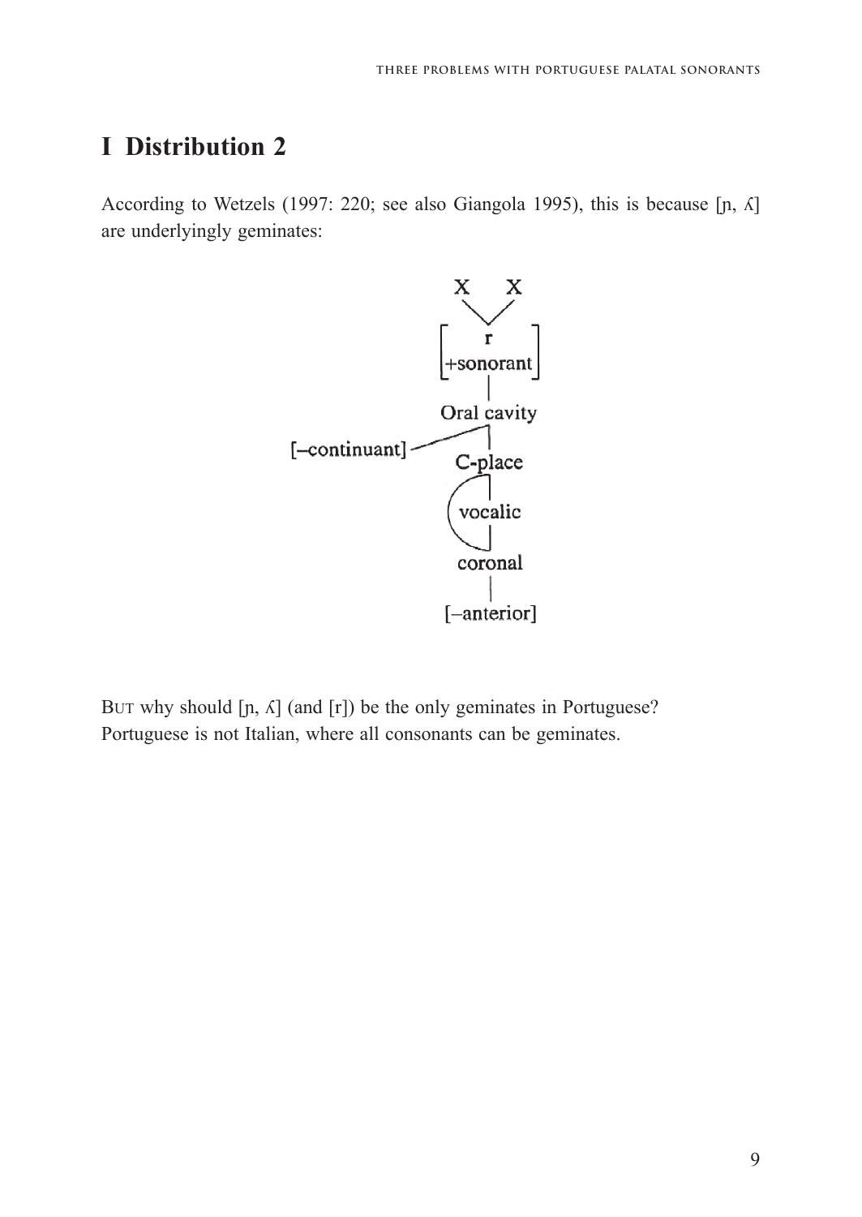# I Distribution 2

According to Wetzels (1997: 220; see also Giangola 1995), this is because [ɲ, ʎ] are underlyingly geminates:

```
            X     X
             \   /
         [     r      ]
         [ +sonorant  ]
               |
          Oral cavity
[–continuant] /|
               |
            C-place
               |
            vocalic
               |
            coronal
               |
          [–anterior]
```

BUT why should [ɲ, ʎ] (and [r]) be the only geminates in Portuguese? Portuguese is not Italian, where all consonants can be geminates.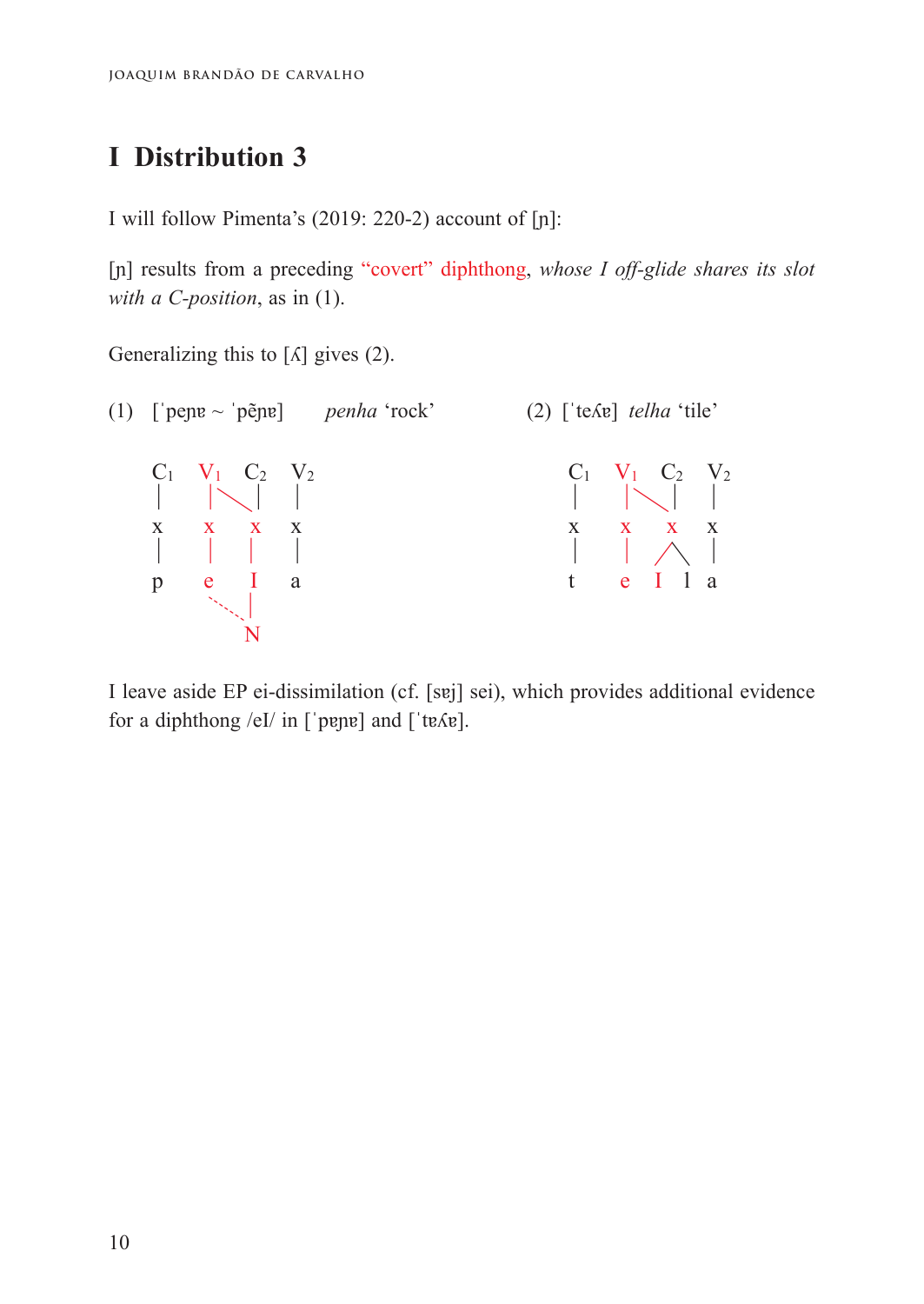# I Distribution 3

I will follow Pimenta's (2019: 220-2) account of [ɲ]:

[ɲ] results from a preceding "covert" diphthong, *whose I off-glide shares its slot with a C-position*, as in (1).

Generalizing this to [ʎ] gives (2).

(1) [ˈpeɲɐ ~ ˈpẽɲɐ] *penha* 'rock'

```
C1  V1  C2  V2
|   | \  |   |
x   x   x   x
|   |   |   |
p   e   I   a
     ·. |
        N
```

(2) [ˈteʎɐ] *telha* 'tile'

```
C1  V1  C2   V2
|   | \  |    |
x   x   x     x
|   |  / \    |
t   e I   l   a
```

I leave aside EP ei-dissimilation (cf. [sɐj] sei), which provides additional evidence for a diphthong /eI/ in [ˈpɐɲɐ] and [ˈtɐʎɐ].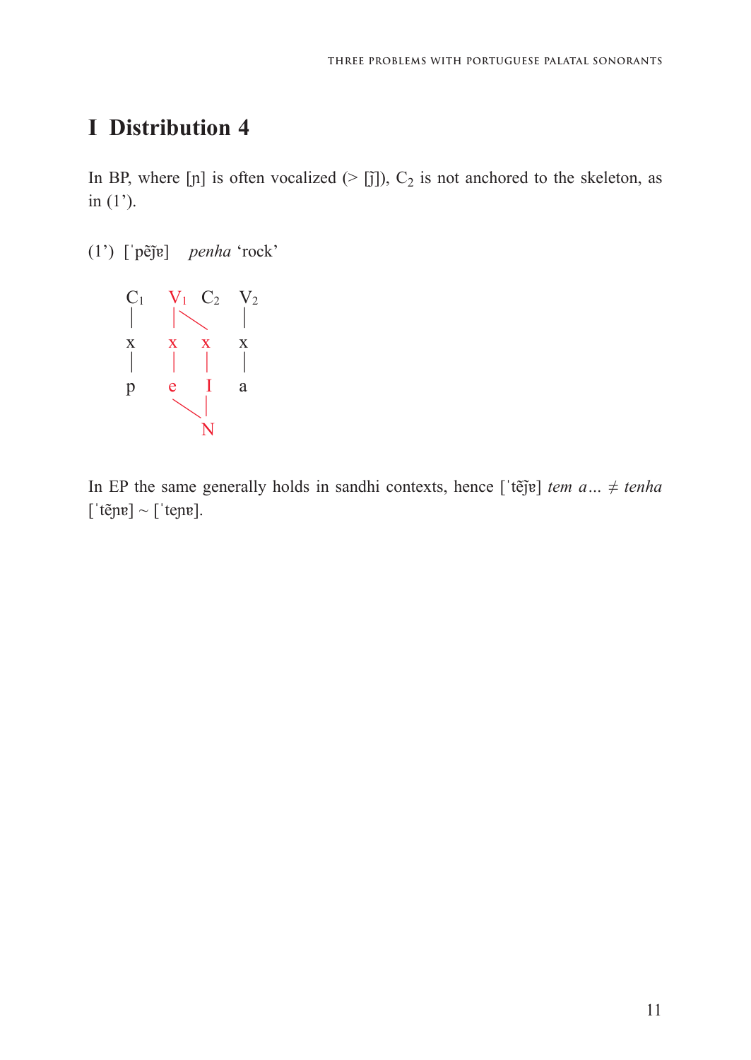# I Distribution 4

In BP, where [ɲ] is often vocalized (> [j̃]), $C_2$ is not anchored to the skeleton, as in (1').

(1') [ˈpẽj̃ɐ] *penha* 'rock'

```
C1   V1  C2   V2
|    |\        |
x    x  x      x
|    |  |      |
p    e  I      a
      \ |
        N
```

In EP the same generally holds in sandhi contexts, hence [ˈtẽj̃ɐ] *tem a…* ≠ *tenha* [ˈtẽɲɐ] ~ [ˈteɲɐ].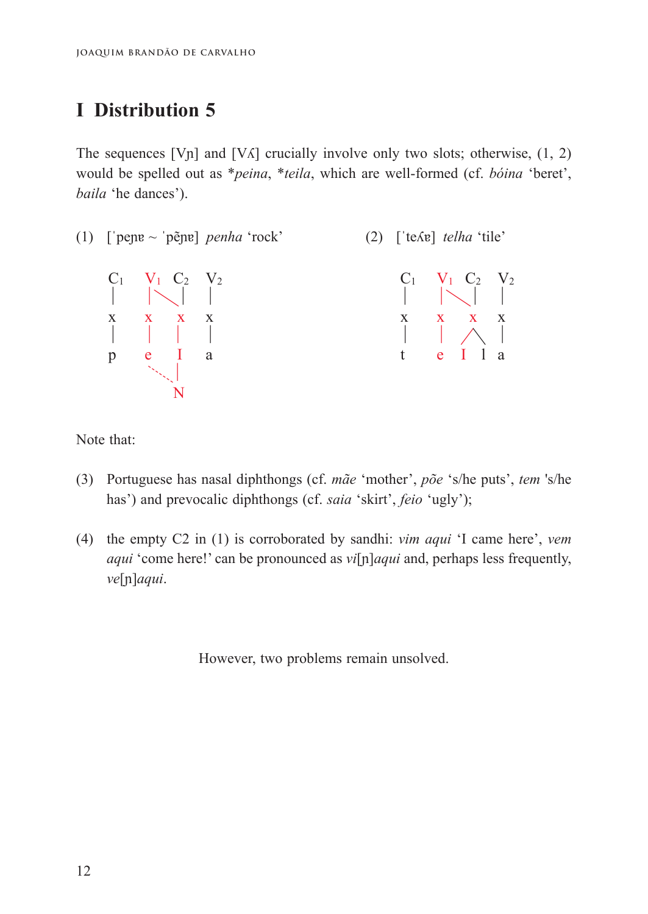# I Distribution 5

The sequences [Vɲ] and [Vʎ] crucially involve only two slots; otherwise, (1, 2) would be spelled out as **peina*, **teila*, which are well-formed (cf. *bóina* 'beret', *baila* 'he dances').

(1) [ˈpeɲɐ ~ ˈpẽɲɐ] *penha* 'rock'

```
C1   V1  C2   V2
|    | \  |    |
x    x    x    x
|    |    |    |
p    e    I    a
      .   |
        . |
          N
```

(2) [ˈteʎɐ] *telha* 'tile'

```
C1   V1  C2   V2
|    | \  |    |
x    x    x    x
|    |   / \   |
t    e  I   l  a
```

Note that:

(3) Portuguese has nasal diphthongs (cf. *mãe* 'mother', *põe* 's/he puts', *tem* 's/he has') and prevocalic diphthongs (cf. *saia* 'skirt', *feio* 'ugly');

(4) the empty C2 in (1) is corroborated by sandhi: *vim aqui* 'I came here', *vem aqui* 'come here!' can be pronounced as *vi*[ɲ]*aqui* and, perhaps less frequently, *ve*[ɲ]*aqui*.

However, two problems remain unsolved.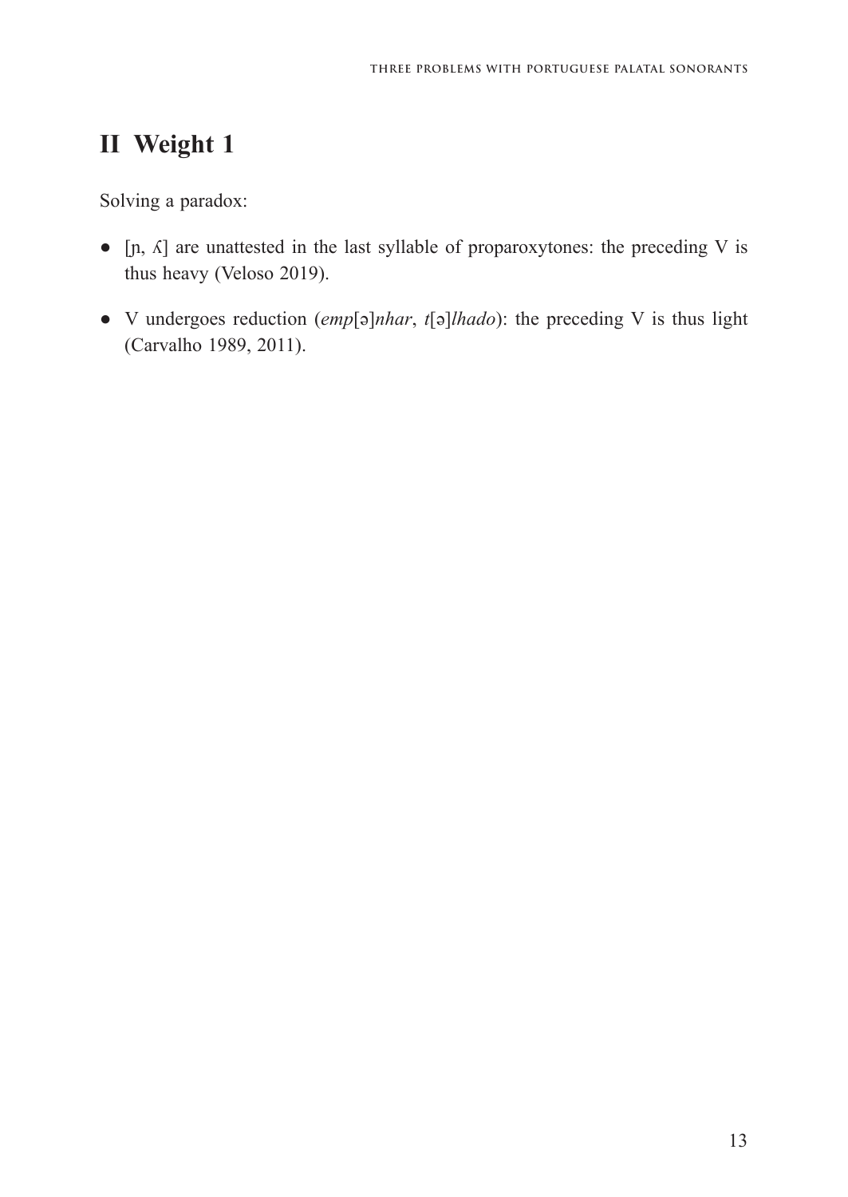# II Weight 1

Solving a paradox:

- [ɲ, ʎ] are unattested in the last syllable of proparoxytones: the preceding V is thus heavy (Veloso 2019).
- V undergoes reduction (*emp*[ə]*nhar*, *t*[ə]*lhado*): the preceding V is thus light (Carvalho 1989, 2011).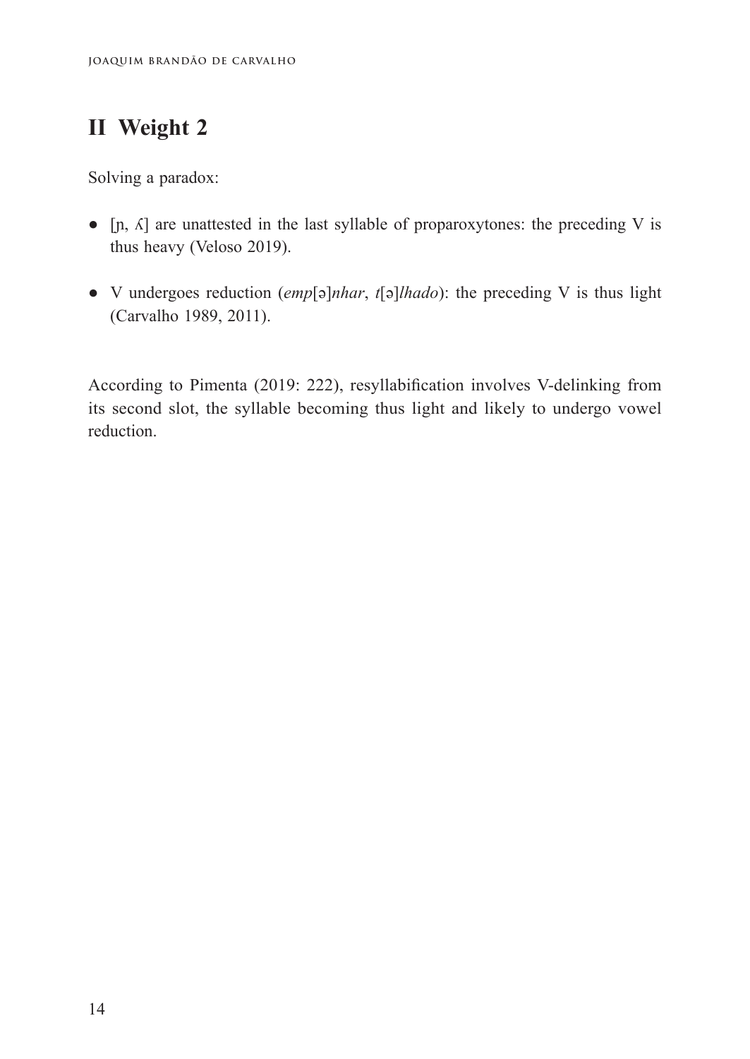## II Weight 2

Solving a paradox:

- [ɲ, ʎ] are unattested in the last syllable of proparoxytones: the preceding V is thus heavy (Veloso 2019).

- V undergoes reduction (*emp*[ə]*nhar*, *t*[ə]*lhado*): the preceding V is thus light (Carvalho 1989, 2011).

According to Pimenta (2019: 222), resyllabification involves V-delinking from its second slot, the syllable becoming thus light and likely to undergo vowel reduction.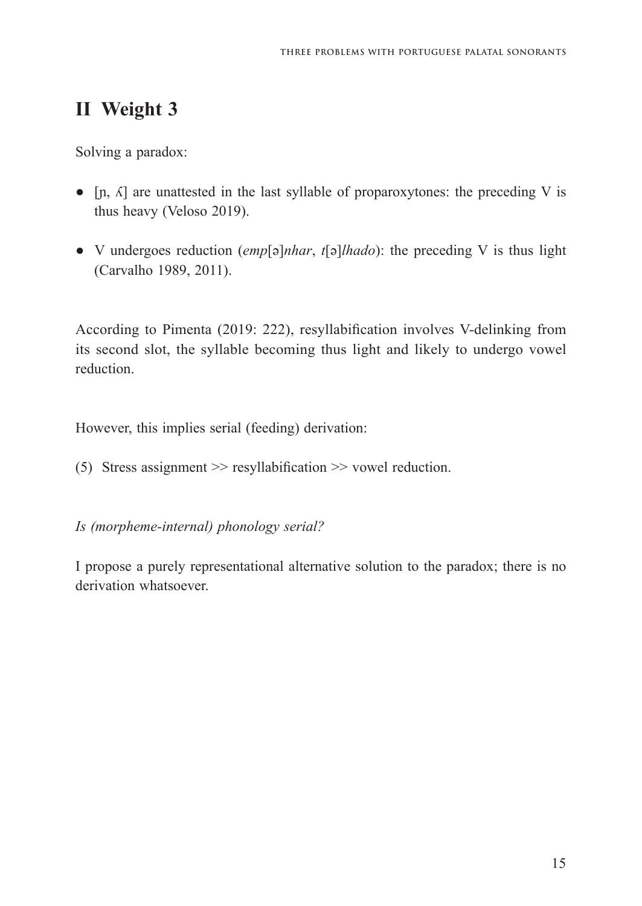## II Weight 3

Solving a paradox:

- [ɲ, ʎ] are unattested in the last syllable of proparoxytones: the preceding V is thus heavy (Veloso 2019).

- V undergoes reduction (*emp*[ə]*nhar*, *t*[ə]*lhado*): the preceding V is thus light (Carvalho 1989, 2011).

According to Pimenta (2019: 222), resyllabification involves V-delinking from its second slot, the syllable becoming thus light and likely to undergo vowel reduction.

However, this implies serial (feeding) derivation:

(5) Stress assignment >> resyllabification >> vowel reduction.

*Is (morpheme-internal) phonology serial?*

I propose a purely representational alternative solution to the paradox; there is no derivation whatsoever.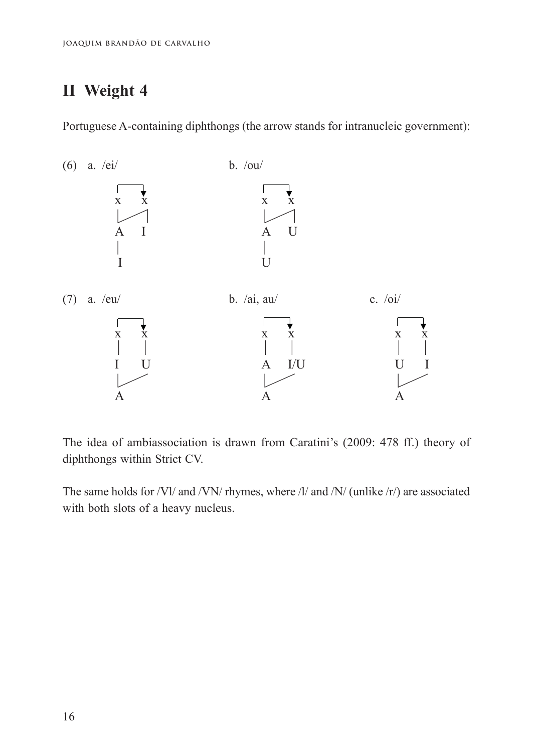## II Weight 4

Portuguese A-containing diphthongs (the arrow stands for intranucleic government):

(6) a. /ei/ b. /ou/

```
a.  ┌───▼          b.  ┌───▼
    x   x              x   x
    |  /|              |  /|
    A   I              A   U
    |                  |
    I                  U
```

(7) a. /eu/ b. /ai, au/ c. /oi/

```
a.  ┌───▼          b.  ┌───▼          c.  ┌───▼
    x   x              x   x              x   x
    |   |              |   |              |   |
    I   U              A   I/U            U   I
    |  /               |  /               |  /
    A                  A                  A
```

The idea of ambiassociation is drawn from Caratini's (2009: 478 ff.) theory of diphthongs within Strict CV.

The same holds for /Vl/ and /VN/ rhymes, where /l/ and /N/ (unlike /r/) are associated with both slots of a heavy nucleus.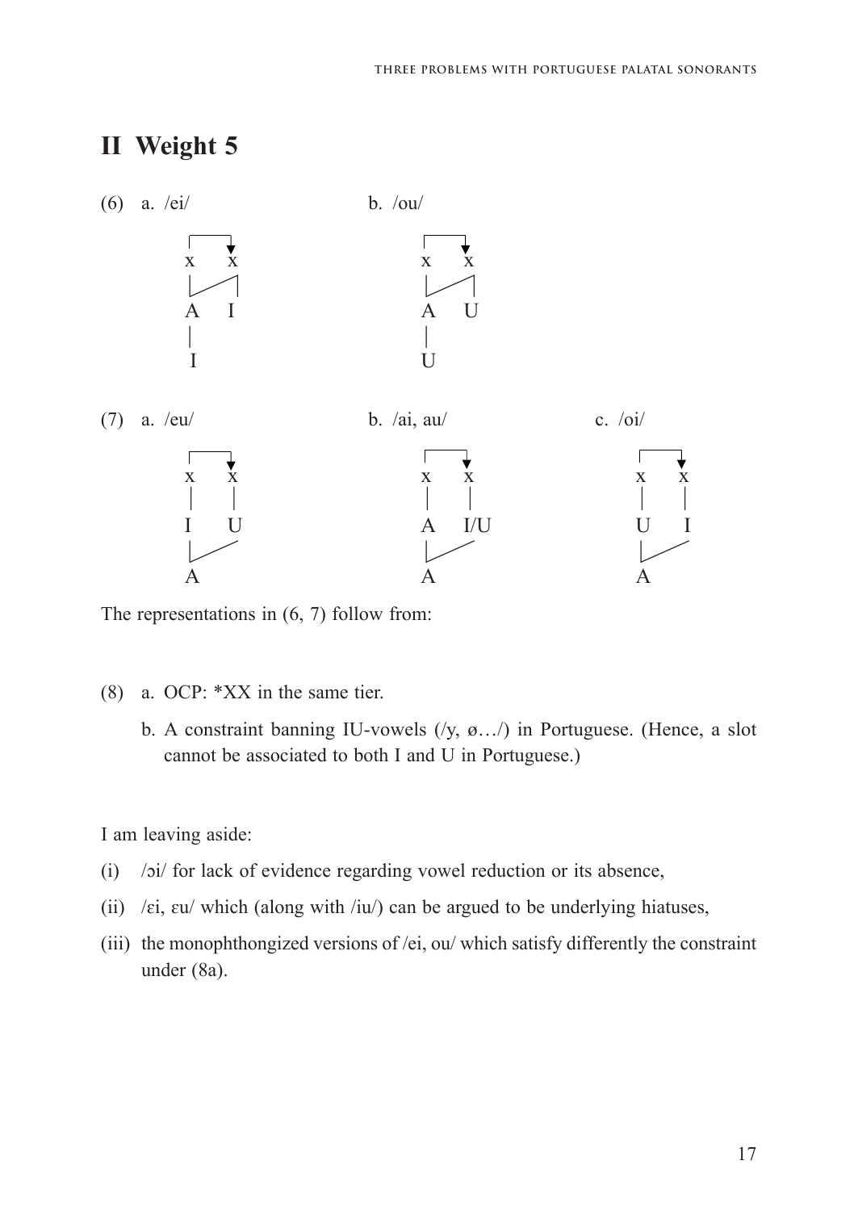## II Weight 5

(6) a. /ei/ b. /ou/

```
  ┌───▼        ┌───▼
  x   x        x   x
  |  /|        |  /|
  A   I        A   U
  |            |
  I            U
```

(7) a. /eu/ b. /ai, au/ c. /oi/

```
  ┌───▼        ┌───▼        ┌───▼
  x   x        x   x        x   x
  |   |        |   |        |   |
  I   U        A   I/U      U   I
  |  /         |  /         |  /
  A            A            A
```

The representations in (6, 7) follow from:

(8) a. OCP: *XX in the same tier.

b. A constraint banning IU-vowels (/y, ø…/) in Portuguese. (Hence, a slot cannot be associated to both I and U in Portuguese.)

I am leaving aside:

(i) /ɔi/ for lack of evidence regarding vowel reduction or its absence,

(ii) /ɛi, ɛu/ which (along with /iu/) can be argued to be underlying hiatuses,

(iii) the monophthongized versions of /ei, ou/ which satisfy differently the constraint under (8a).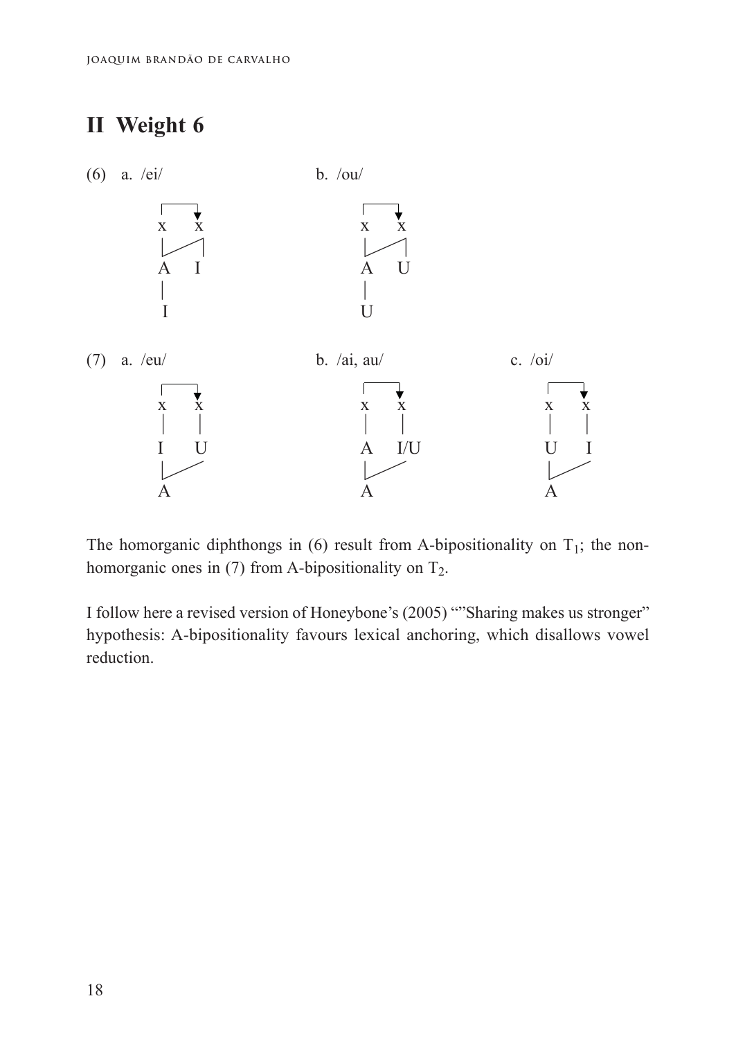## II Weight 6

(6) a. /ei/ b. /ou/

```
a. /ei/                 b. /ou/

   ┌───┐                   ┌───┐
   x   x                   x   x
   |  /|                   |  /|
   A   I                   A   U
   |                       |
   I                       U
```

(7) a. /eu/ b. /ai, au/ c. /oi/

```
a. /eu/                 b. /ai, au/             c. /oi/

   ┌───┐                   ┌───┐                   ┌───┐
   x   x                   x   x                   x   x
   |   |                   |   |                   |   |
   I   U                   A   I/U                 U   I
   |  /                    |  /                    |  /
   A                       A                       A
```

The homorganic diphthongs in (6) result from A-bipositionality on $T_1$; the non-homorganic ones in (7) from A-bipositionality on $T_2$.

I follow here a revised version of Honeybone's (2005) “”Sharing makes us stronger” hypothesis: A-bipositionality favours lexical anchoring, which disallows vowel reduction.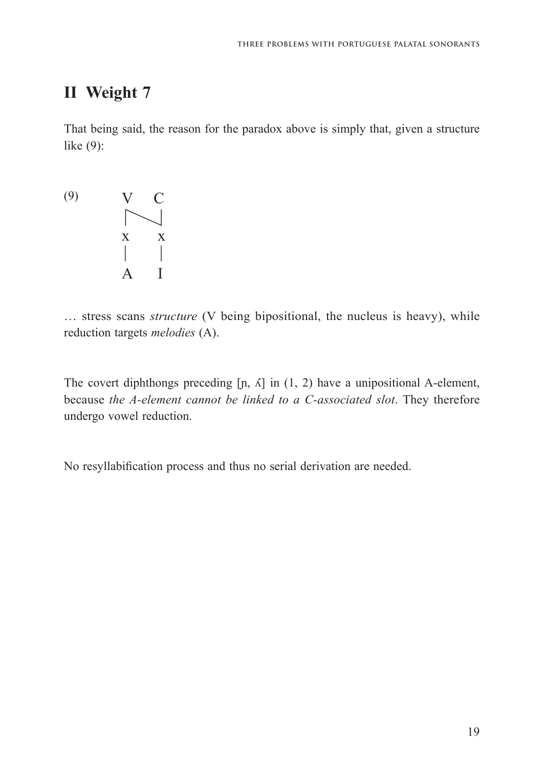## II Weight 7

That being said, the reason for the paradox above is simply that, given a structure like (9):

```
(9)     V   C
        |‾‾‾\|
        x    x
        |    |
        A    I
```

… stress scans *structure* (V being bipositional, the nucleus is heavy), while reduction targets *melodies* (A).

The covert diphthongs preceding [ɲ, ʎ] in (1, 2) have a unipositional A-element, because *the A-element cannot be linked to a C-associated slot*. They therefore undergo vowel reduction.

No resyllabification process and thus no serial derivation are needed.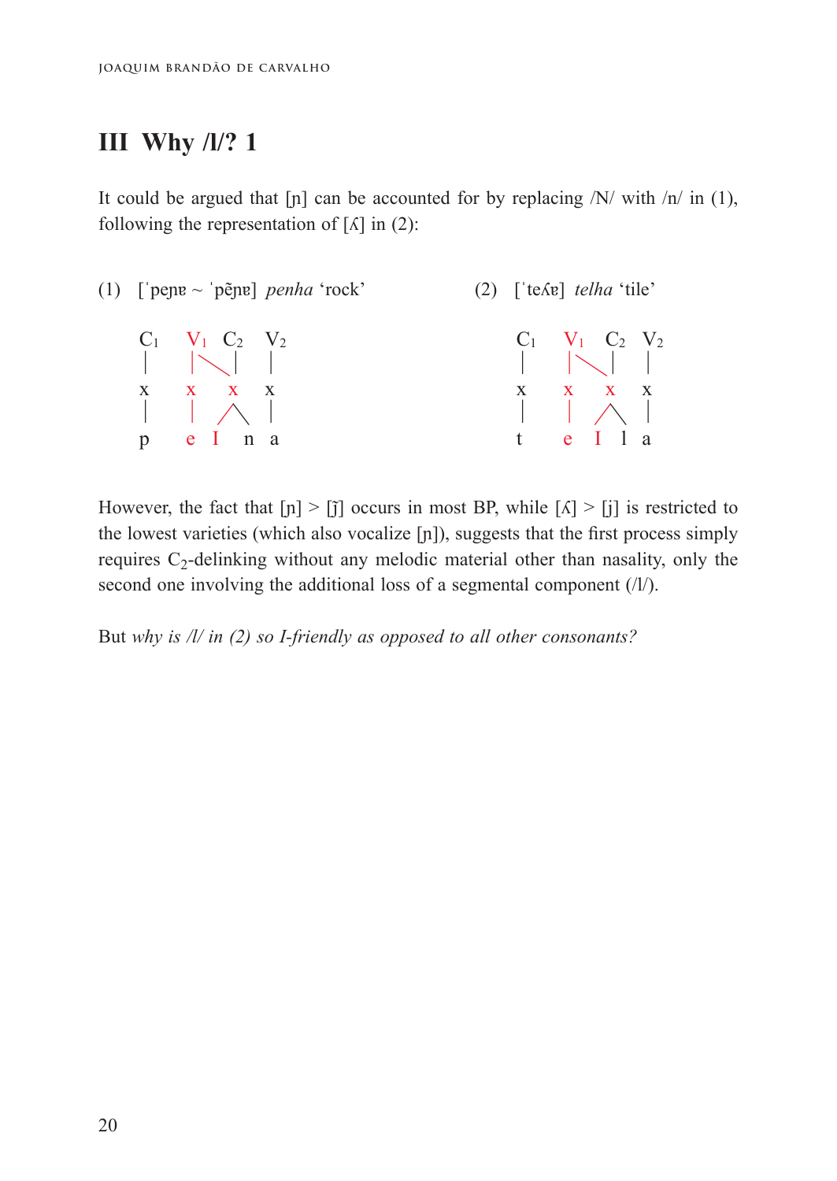## III Why /l/? 1

It could be argued that [ɲ] can be accounted for by replacing /N/ with /n/ in (1), following the representation of [ʎ] in (2):

(1) [ˈpeɲɐ ~ ˈpẽɲɐ] *penha* 'rock'

```
C1   V1  C2   V2
|    | \  |    |
x    x   x    x
|    |  / \   |
p    e  I  n  a
```

(2) [ˈteʎɐ] *telha* 'tile'

```
C1   V1  C2   V2
|    | \  |    |
x    x   x    x
|    |  / \   |
t    e  I  l  a
```

However, the fact that [ɲ] > [j̃] occurs in most BP, while [ʎ] > [j] is restricted to the lowest varieties (which also vocalize [ɲ]), suggests that the first process simply requires $C_2$-delinking without any melodic material other than nasality, only the second one involving the additional loss of a segmental component (/l/).

But *why is /l/ in (2) so I-friendly as opposed to all other consonants?*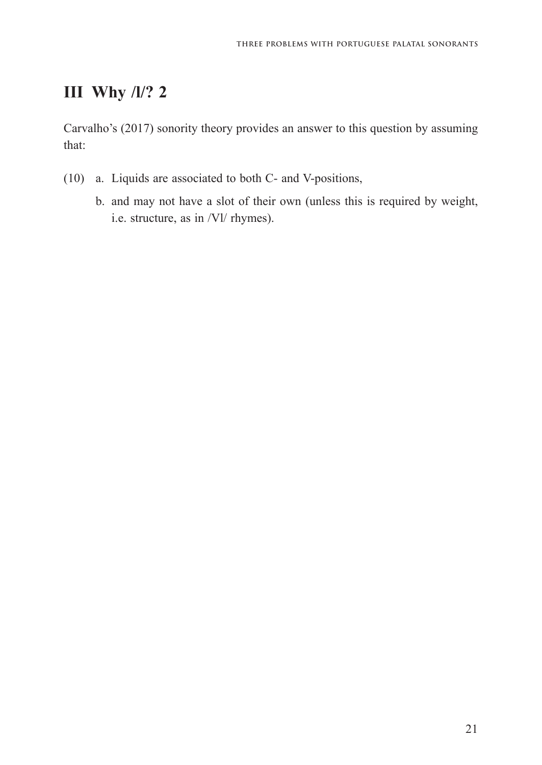## III Why /l/? 2

Carvalho's (2017) sonority theory provides an answer to this question by assuming that:

(10) a. Liquids are associated to both C- and V-positions,

b. and may not have a slot of their own (unless this is required by weight, i.e. structure, as in /Vl/ rhymes).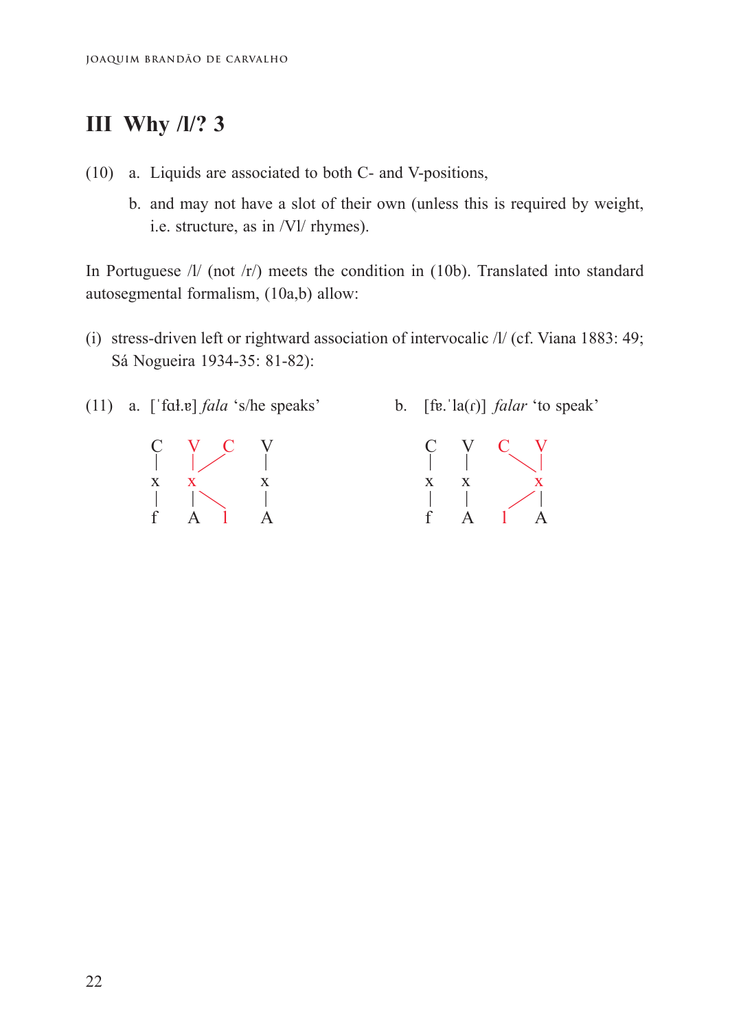## III Why /l/? 3

(10) a. Liquids are associated to both C- and V-positions,

b. and may not have a slot of their own (unless this is required by weight, i.e. structure, as in /Vl/ rhymes).

In Portuguese /l/ (not /r/) meets the condition in (10b). Translated into standard autosegmental formalism, (10a,b) allow:

(i) stress-driven left or rightward association of intervocalic /l/ (cf. Viana 1883: 49; Sá Nogueira 1934-35: 81-82):

(11) a. [ˈfaɫ.ɐ] *fala* 's/he speaks' b. [fɐ.ˈla(ɾ)] *falar* 'to speak'

```
a.  C   V   C   V          b.  C   V   C   V
    |   | /     |              |   |     \ |
    x   x       x              x   x       x
    |   | \     |              |   |     / |
    f   A   l   A              f   A   l   A
```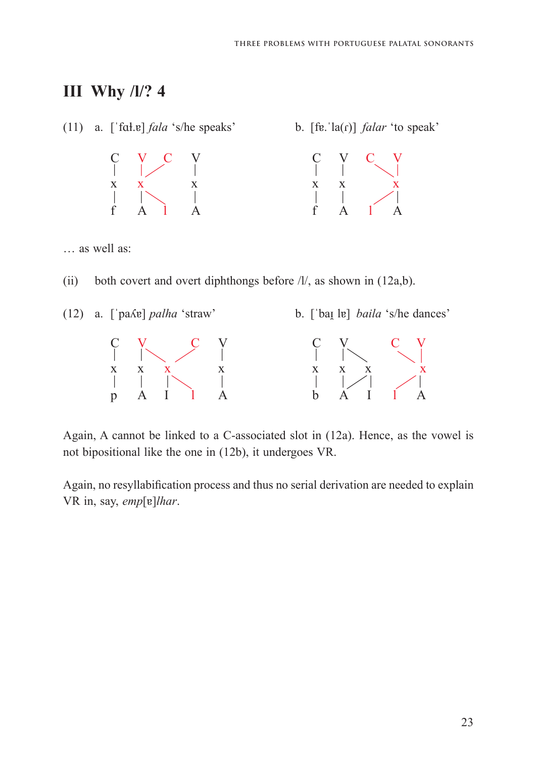## III Why /l/? 4

(11) a. [ˈfɑɫ.ɐ] *fala* 'ṡ/he speaks'   b. [fɐ.ˈla(ɾ)] *falar* 'to speak'

```
C   V   C   V          C   V   C   V
|   |  /    |          |   |    \  |
x   x       x          x   x       x
|   | \     |          |   |    /  |
f   A   l   A          f   A   l   A
```

… as well as:

(ii) both covert and overt diphthongs before /l/, as shown in (12a,b).

(12) a. [ˈpaʎɐ] *palha* 'straw'   b. [ˈbaɪ̯ lɐ] *baila* 's/he dances'

```
C   V       C   V          C   V          C   V
|   |  \   /    |          |   | \          \ |
x   x    x      x          x   x   x          x
|   |    | \    |          |   | / |        / |
p   A    I   l  A          b   A   I      l   A
```

Again, A cannot be linked to a C-associated slot in (12a). Hence, as the vowel is not bipositional like the one in (12b), it undergoes VR.

Again, no resyllabification process and thus no serial derivation are needed to explain VR in, say, *emp*[ɐ]*lhar*.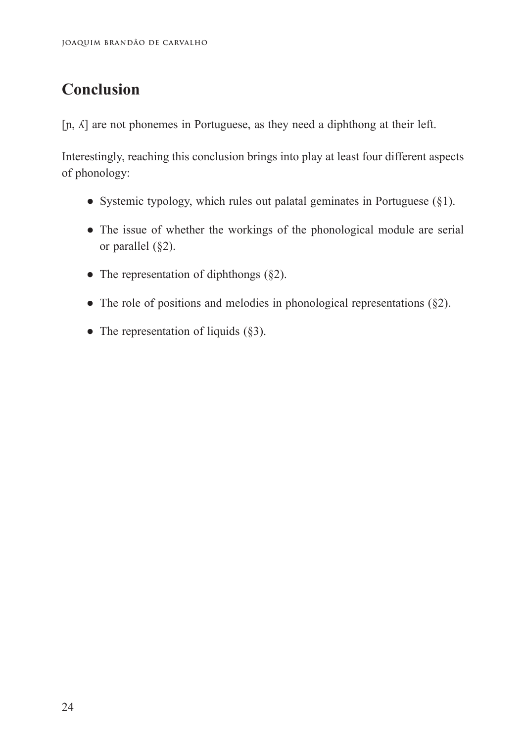## Conclusion

[ɲ, ʎ] are not phonemes in Portuguese, as they need a diphthong at their left.

Interestingly, reaching this conclusion brings into play at least four different aspects of phonology:

- Systemic typology, which rules out palatal geminates in Portuguese (§1).
- The issue of whether the workings of the phonological module are serial or parallel (§2).
- The representation of diphthongs (§2).
- The role of positions and melodies in phonological representations (§2).
- The representation of liquids (§3).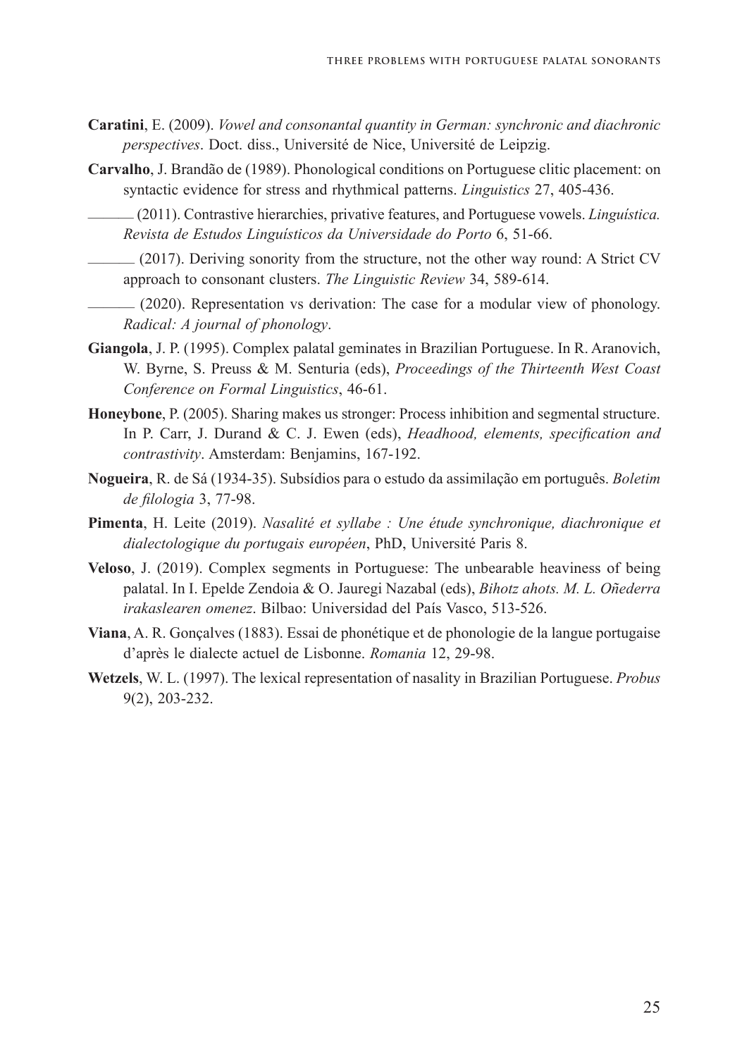**Caratini**, E. (2009). *Vowel and consonantal quantity in German: synchronic and diachronic perspectives*. Doct. diss., Université de Nice, Université de Leipzig.

**Carvalho**, J. Brandão de (1989). Phonological conditions on Portuguese clitic placement: on syntactic evidence for stress and rhythmical patterns. *Linguistics* 27, 405-436.

——— (2011). Contrastive hierarchies, privative features, and Portuguese vowels. *Linguística. Revista de Estudos Linguísticos da Universidade do Porto* 6, 51-66.

——— (2017). Deriving sonority from the structure, not the other way round: A Strict CV approach to consonant clusters. *The Linguistic Review* 34, 589-614.

——— (2020). Representation vs derivation: The case for a modular view of phonology. *Radical: A journal of phonology*.

**Giangola**, J. P. (1995). Complex palatal geminates in Brazilian Portuguese. In R. Aranovich, W. Byrne, S. Preuss & M. Senturia (eds), *Proceedings of the Thirteenth West Coast Conference on Formal Linguistics*, 46-61.

**Honeybone**, P. (2005). Sharing makes us stronger: Process inhibition and segmental structure. In P. Carr, J. Durand & C. J. Ewen (eds), *Headhood, elements, specification and contrastivity*. Amsterdam: Benjamins, 167-192.

**Nogueira**, R. de Sá (1934-35). Subsídios para o estudo da assimilação em português. *Boletim de filologia* 3, 77-98.

**Pimenta**, H. Leite (2019). *Nasalité et syllabe : Une étude synchronique, diachronique et dialectologique du portugais européen*, PhD, Université Paris 8.

**Veloso**, J. (2019). Complex segments in Portuguese: The unbearable heaviness of being palatal. In I. Epelde Zendoia & O. Jauregi Nazabal (eds), *Bihotz ahots. M. L. Oñederra irakaslearen omenez*. Bilbao: Universidad del País Vasco, 513-526.

**Viana**, A. R. Gonçalves (1883). Essai de phonétique et de phonologie de la langue portugaise d'après le dialecte actuel de Lisbonne. *Romania* 12, 29-98.

**Wetzels**, W. L. (1997). The lexical representation of nasality in Brazilian Portuguese. *Probus* 9(2), 203-232.